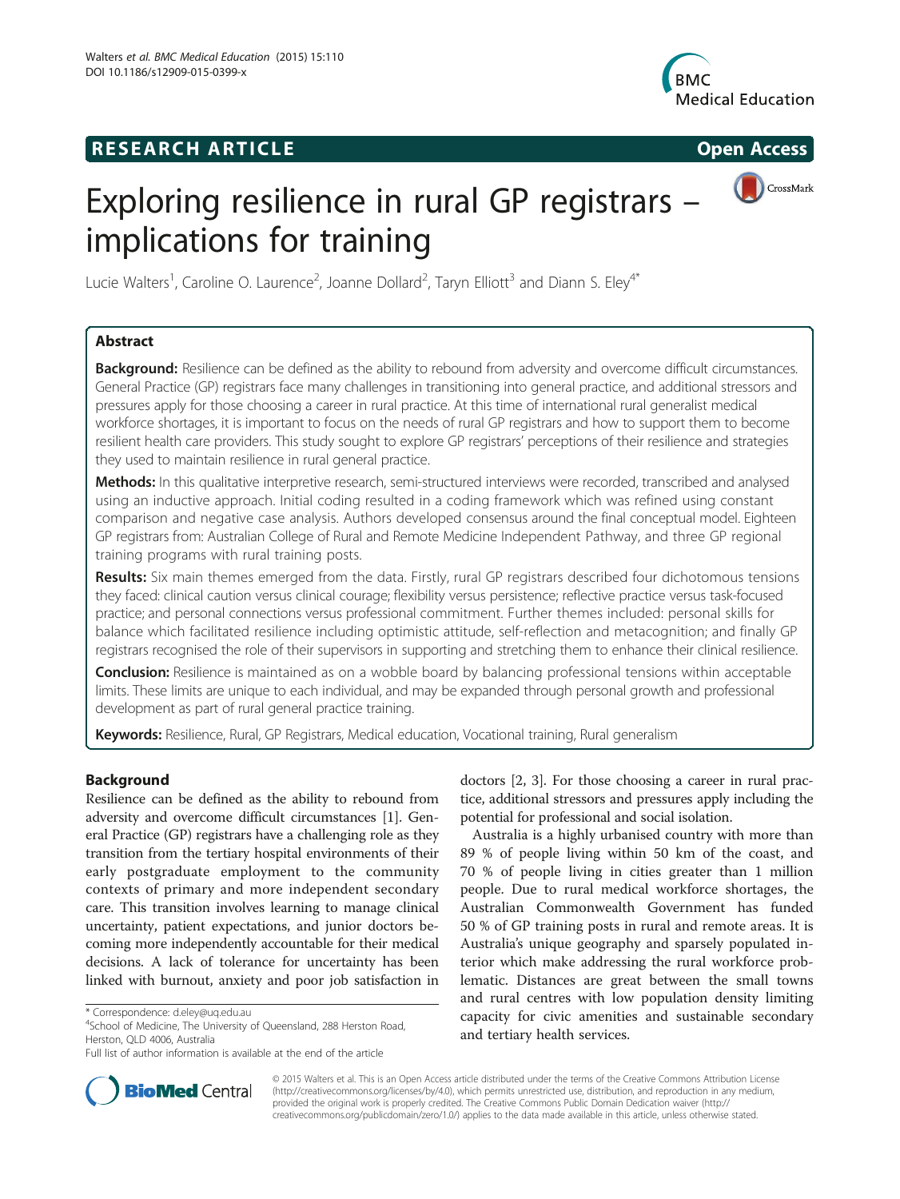RESEARCH ARTICLE Open Access

# Exploring resilience in rural GP registrars – implications for training

Lucie Walters[1], Caroline O. Laurence[2], Joanne Dollard[2], Taryn Elliott[3] and Diann S. Eley[4*]

## Abstract

**Background:** Resilience can be defined as the ability to rebound from adversity and overcome difficult circumstances. General Practice (GP) registrars face many challenges in transitioning into general practice, and additional stressors and pressures apply for those choosing a career in rural practice. At this time of international rural generalist medical workforce shortages, it is important to focus on the needs of rural GP registrars and how to support them to become resilient health care providers. This study sought to explore GP registrars' perceptions of their resilience and strategies they used to maintain resilience in rural general practice.

**Methods:** In this qualitative interpretive research, semi-structured interviews were recorded, transcribed and analysed using an inductive approach. Initial coding resulted in a coding framework which was refined using constant comparison and negative case analysis. Authors developed consensus around the final conceptual model. Eighteen GP registrars from: Australian College of Rural and Remote Medicine Independent Pathway, and three GP regional training programs with rural training posts.

**Results:** Six main themes emerged from the data. Firstly, rural GP registrars described four dichotomous tensions they faced: clinical caution versus clinical courage; flexibility versus persistence; reflective practice versus task-focused practice; and personal connections versus professional commitment. Further themes included: personal skills for balance which facilitated resilience including optimistic attitude, self-reflection and metacognition; and finally GP registrars recognised the role of their supervisors in supporting and stretching them to enhance their clinical resilience.

**Conclusion:** Resilience is maintained as on a wobble board by balancing professional tensions within acceptable limits. These limits are unique to each individual, and may be expanded through personal growth and professional development as part of rural general practice training.

**Keywords:** Resilience, Rural, GP Registrars, Medical education, Vocational training, Rural generalism

## Background

Resilience can be defined as the ability to rebound from adversity and overcome difficult circumstances [1]. General Practice (GP) registrars have a challenging role as they transition from the tertiary hospital environments of their early postgraduate employment to the community contexts of primary and more independent secondary care. This transition involves learning to manage clinical uncertainty, patient expectations, and junior doctors becoming more independently accountable for their medical decisions. A lack of tolerance for uncertainty has been linked with burnout, anxiety and poor job satisfaction in doctors [2, 3]. For those choosing a career in rural practice, additional stressors and pressures apply including the potential for professional and social isolation.

Australia is a highly urbanised country with more than 89 % of people living within 50 km of the coast, and 70 % of people living in cities greater than 1 million people. Due to rural medical workforce shortages, the Australian Commonwealth Government has funded 50 % of GP training posts in rural and remote areas. It is Australia's unique geography and sparsely populated interior which make addressing the rural workforce problematic. Distances are great between the small towns and rural centres with low population density limiting capacity for civic amenities and sustainable secondary and tertiary health services.

\* Correspondence: d.eley@uq.edu.au
[4]School of Medicine, The University of Queensland, 288 Herston Road, Herston, QLD 4006, Australia
Full list of author information is available at the end of the article

© 2015 Walters et al. This is an Open Access article distributed under the terms of the Creative Commons Attribution License (http://creativecommons.org/licenses/by/4.0), which permits unrestricted use, distribution, and reproduction in any medium, provided the original work is properly credited. The Creative Commons Public Domain Dedication waiver (http://creativecommons.org/publicdomain/zero/1.0/) applies to the data made available in this article, unless otherwise stated.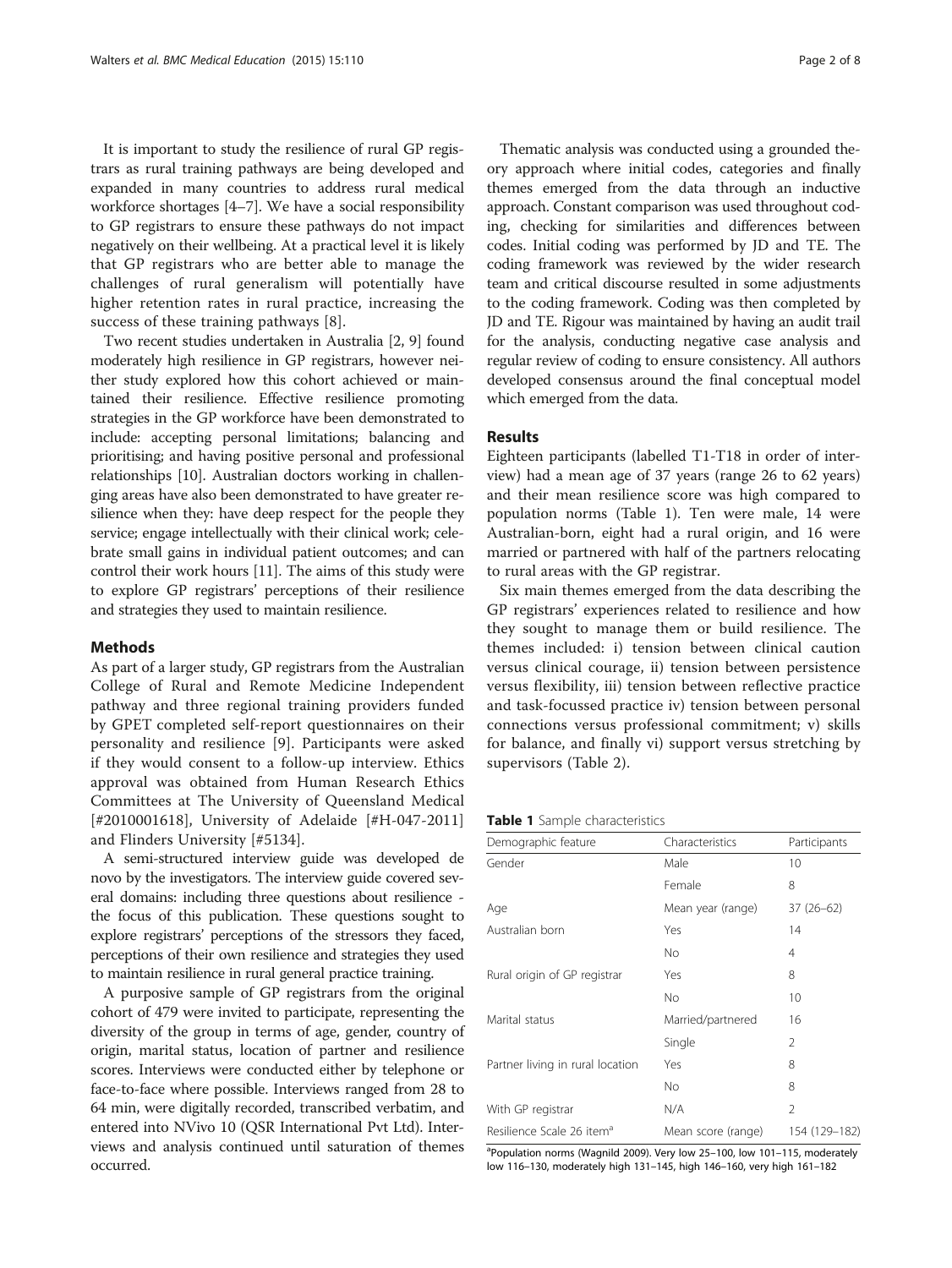It is important to study the resilience of rural GP registrars as rural training pathways are being developed and expanded in many countries to address rural medical workforce shortages [4–7]. We have a social responsibility to GP registrars to ensure these pathways do not impact negatively on their wellbeing. At a practical level it is likely that GP registrars who are better able to manage the challenges of rural generalism will potentially have higher retention rates in rural practice, increasing the success of these training pathways [8].

Two recent studies undertaken in Australia [2, 9] found moderately high resilience in GP registrars, however neither study explored how this cohort achieved or maintained their resilience. Effective resilience promoting strategies in the GP workforce have been demonstrated to include: accepting personal limitations; balancing and prioritising; and having positive personal and professional relationships [10]. Australian doctors working in challenging areas have also been demonstrated to have greater resilience when they: have deep respect for the people they service; engage intellectually with their clinical work; celebrate small gains in individual patient outcomes; and can control their work hours [11]. The aims of this study were to explore GP registrars' perceptions of their resilience and strategies they used to maintain resilience.

## Methods

As part of a larger study, GP registrars from the Australian College of Rural and Remote Medicine Independent pathway and three regional training providers funded by GPET completed self-report questionnaires on their personality and resilience [9]. Participants were asked if they would consent to a follow-up interview. Ethics approval was obtained from Human Research Ethics Committees at The University of Queensland Medical [#2010001618], University of Adelaide [#H-047-2011] and Flinders University [#5134].

A semi-structured interview guide was developed de novo by the investigators. The interview guide covered several domains: including three questions about resilience - the focus of this publication. These questions sought to explore registrars' perceptions of the stressors they faced, perceptions of their own resilience and strategies they used to maintain resilience in rural general practice training.

A purposive sample of GP registrars from the original cohort of 479 were invited to participate, representing the diversity of the group in terms of age, gender, country of origin, marital status, location of partner and resilience scores. Interviews were conducted either by telephone or face-to-face where possible. Interviews ranged from 28 to 64 min, were digitally recorded, transcribed verbatim, and entered into NVivo 10 (QSR International Pvt Ltd). Interviews and analysis continued until saturation of themes occurred.

Thematic analysis was conducted using a grounded theory approach where initial codes, categories and finally themes emerged from the data through an inductive approach. Constant comparison was used throughout coding, checking for similarities and differences between codes. Initial coding was performed by JD and TE. The coding framework was reviewed by the wider research team and critical discourse resulted in some adjustments to the coding framework. Coding was then completed by JD and TE. Rigour was maintained by having an audit trail for the analysis, conducting negative case analysis and regular review of coding to ensure consistency. All authors developed consensus around the final conceptual model which emerged from the data.

## Results

Eighteen participants (labelled T1-T18 in order of interview) had a mean age of 37 years (range 26 to 62 years) and their mean resilience score was high compared to population norms (Table 1). Ten were male, 14 were Australian-born, eight had a rural origin, and 16 were married or partnered with half of the partners relocating to rural areas with the GP registrar.

Six main themes emerged from the data describing the GP registrars' experiences related to resilience and how they sought to manage them or build resilience. The themes included: i) tension between clinical caution versus clinical courage, ii) tension between persistence versus flexibility, iii) tension between reflective practice and task-focussed practice iv) tension between personal connections versus professional commitment; v) skills for balance, and finally vi) support versus stretching by supervisors (Table 2).

**Table 1** Sample characteristics

| Demographic feature | Characteristics | Participants |
|---|---|---|
| Gender | Male | 10 |
| | Female | 8 |
| Age | Mean year (range) | 37 (26–62) |
| Australian born | Yes | 14 |
| | No | 4 |
| Rural origin of GP registrar | Yes | 8 |
| | No | 10 |
| Marital status | Married/partnered | 16 |
| | Single | 2 |
| Partner living in rural location | Yes | 8 |
| | No | 8 |
| With GP registrar | N/A | 2 |
| Resilience Scale 26 item[a] | Mean score (range) | 154 (129–182) |

[a]Population norms (Wagnild 2009). Very low 25–100, low 101–115, moderately low 116–130, moderately high 131–145, high 146–160, very high 161–182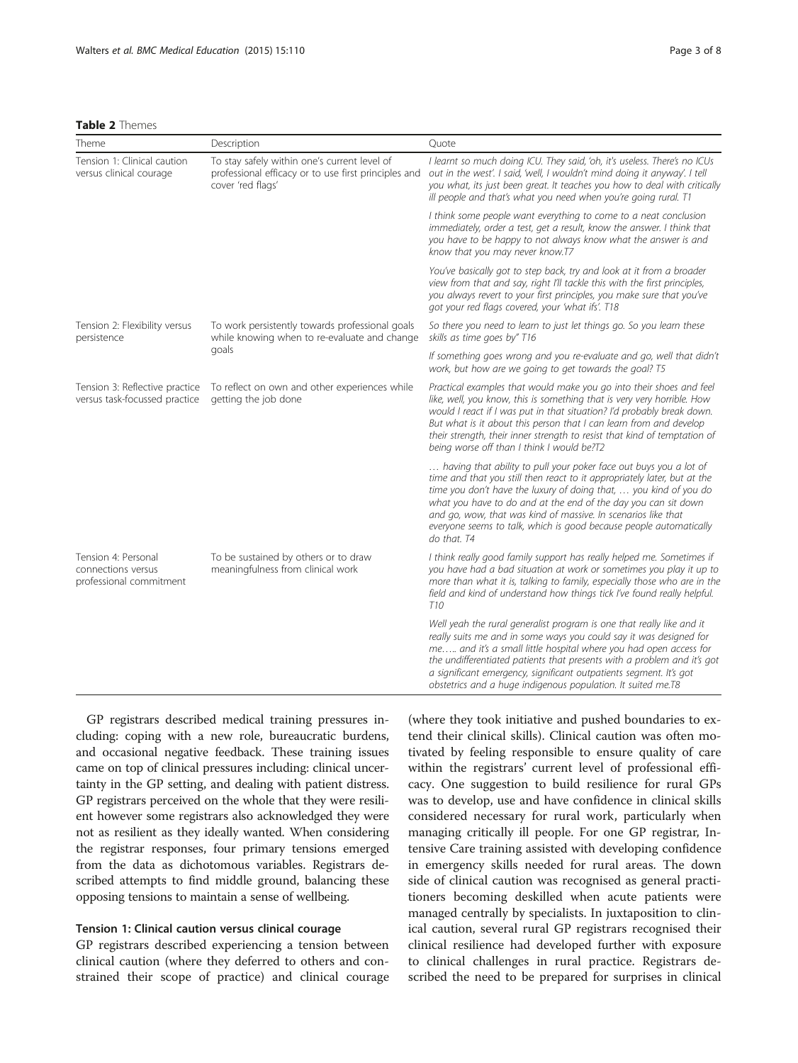**Table 2** Themes

| Theme | Description | Quote |
|---|---|---|
| Tension 1: Clinical caution versus clinical courage | To stay safely within one's current level of professional efficacy or to use first principles and cover 'red flags' | *I learnt so much doing ICU. They said, 'oh, it's useless. There's no ICUs out in the west'. I said, 'well, I wouldn't mind doing it anyway'. I tell you what, its just been great. It teaches you how to deal with critically ill people and that's what you need when you're going rural. T1* |
| | | *I think some people want everything to come to a neat conclusion immediately, order a test, get a result, know the answer. I think that you have to be happy to not always know what the answer is and know that you may never know.T7* |
| | | *You've basically got to step back, try and look at it from a broader view from that and say, right I'll tackle this with the first principles, you always revert to your first principles, you make sure that you've got your red flags covered, your 'what ifs'. T18* |
| Tension 2: Flexibility versus persistence | To work persistently towards professional goals while knowing when to re-evaluate and change goals | *So there you need to learn to just let things go. So you learn these skills as time goes by" T16* |
| | | *If something goes wrong and you re-evaluate and go, well that didn't work, but how are we going to get towards the goal? T5* |
| Tension 3: Reflective practice versus task-focussed practice | To reflect on own and other experiences while getting the job done | *Practical examples that would make you go into their shoes and feel like, well, you know, this is something that is very very horrible. How would I react if I was put in that situation? I'd probably break down. But what is it about this person that I can learn from and develop their strength, their inner strength to resist that kind of temptation of being worse off than I think I would be?T2* |
| | | *… having that ability to pull your poker face out buys you a lot of time and that you still then react to it appropriately later, but at the time you don't have the luxury of doing that, … you kind of you do what you have to do and at the end of the day you can sit down and go, wow, that was kind of massive. In scenarios like that everyone seems to talk, which is good because people automatically do that. T4* |
| Tension 4: Personal connections versus professional commitment | To be sustained by others or to draw meaningfulness from clinical work | *I think really good family support has really helped me. Sometimes if you have had a bad situation at work or sometimes you play it up to more than what it is, talking to family, especially those who are in the field and kind of understand how things tick I've found really helpful. T10* |
| | | *Well yeah the rural generalist program is one that really like and it really suits me and in some ways you could say it was designed for me….. and it's a small little hospital where you had open access for the undifferentiated patients that presents with a problem and it's got a significant emergency, significant outpatients segment. It's got obstetrics and a huge indigenous population. It suited me.T8* |

GP registrars described medical training pressures including: coping with a new role, bureaucratic burdens, and occasional negative feedback. These training issues came on top of clinical pressures including: clinical uncertainty in the GP setting, and dealing with patient distress. GP registrars perceived on the whole that they were resilient however some registrars also acknowledged they were not as resilient as they ideally wanted. When considering the registrar responses, four primary tensions emerged from the data as dichotomous variables. Registrars described attempts to find middle ground, balancing these opposing tensions to maintain a sense of wellbeing.

#### Tension 1: Clinical caution versus clinical courage

GP registrars described experiencing a tension between clinical caution (where they deferred to others and constrained their scope of practice) and clinical courage (where they took initiative and pushed boundaries to extend their clinical skills). Clinical caution was often motivated by feeling responsible to ensure quality of care within the registrars' current level of professional efficacy. One suggestion to build resilience for rural GPs was to develop, use and have confidence in clinical skills considered necessary for rural work, particularly when managing critically ill people. For one GP registrar, Intensive Care training assisted with developing confidence in emergency skills needed for rural areas. The down side of clinical caution was recognised as general practitioners becoming deskilled when acute patients were managed centrally by specialists. In juxtaposition to clinical caution, several rural GP registrars recognised their clinical resilience had developed further with exposure to clinical challenges in rural practice. Registrars described the need to be prepared for surprises in clinical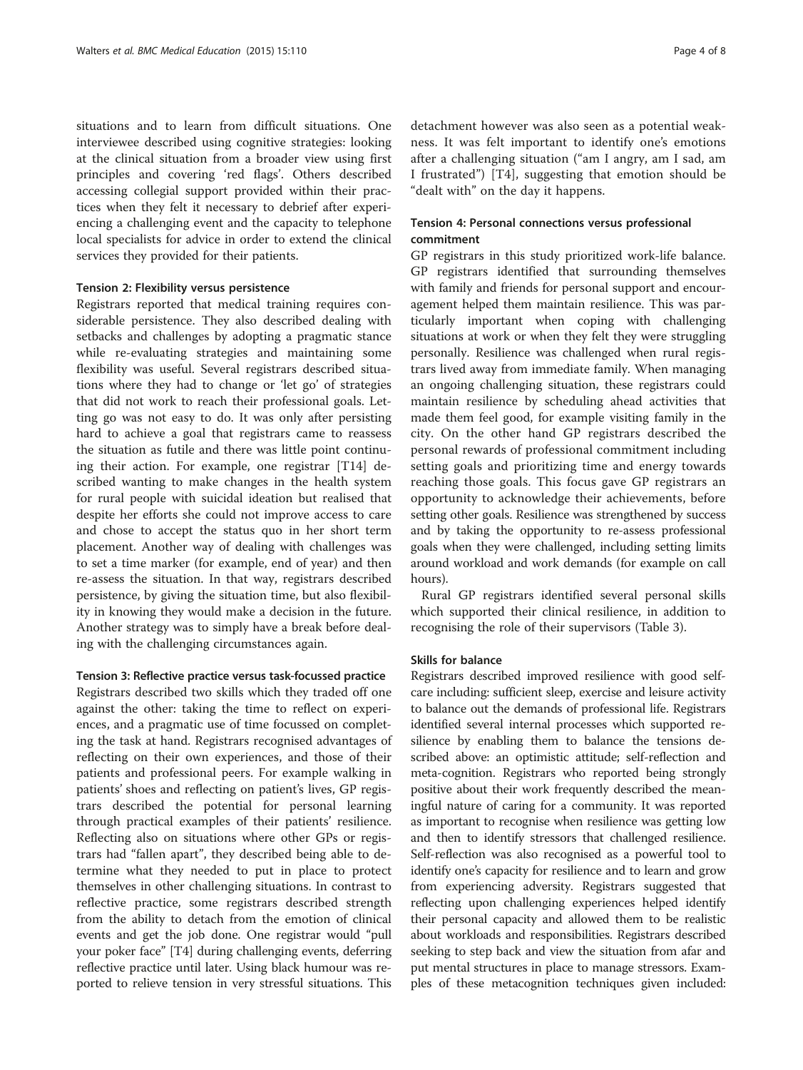situations and to learn from difficult situations. One interviewee described using cognitive strategies: looking at the clinical situation from a broader view using first principles and covering 'red flags'. Others described accessing collegial support provided within their practices when they felt it necessary to debrief after experiencing a challenging event and the capacity to telephone local specialists for advice in order to extend the clinical services they provided for their patients.

#### Tension 2: Flexibility versus persistence

Registrars reported that medical training requires considerable persistence. They also described dealing with setbacks and challenges by adopting a pragmatic stance while re-evaluating strategies and maintaining some flexibility was useful. Several registrars described situations where they had to change or 'let go' of strategies that did not work to reach their professional goals. Letting go was not easy to do. It was only after persisting hard to achieve a goal that registrars came to reassess the situation as futile and there was little point continuing their action. For example, one registrar [T14] described wanting to make changes in the health system for rural people with suicidal ideation but realised that despite her efforts she could not improve access to care and chose to accept the status quo in her short term placement. Another way of dealing with challenges was to set a time marker (for example, end of year) and then re-assess the situation. In that way, registrars described persistence, by giving the situation time, but also flexibility in knowing they would make a decision in the future. Another strategy was to simply have a break before dealing with the challenging circumstances again.

#### Tension 3: Reflective practice versus task-focussed practice

Registrars described two skills which they traded off one against the other: taking the time to reflect on experiences, and a pragmatic use of time focussed on completing the task at hand. Registrars recognised advantages of reflecting on their own experiences, and those of their patients and professional peers. For example walking in patients' shoes and reflecting on patient's lives, GP registrars described the potential for personal learning through practical examples of their patients' resilience. Reflecting also on situations where other GPs or registrars had "fallen apart", they described being able to determine what they needed to put in place to protect themselves in other challenging situations. In contrast to reflective practice, some registrars described strength from the ability to detach from the emotion of clinical events and get the job done. One registrar would "pull your poker face" [T4] during challenging events, deferring reflective practice until later. Using black humour was reported to relieve tension in very stressful situations. This detachment however was also seen as a potential weakness. It was felt important to identify one's emotions after a challenging situation ("am I angry, am I sad, am I frustrated") [T4], suggesting that emotion should be "dealt with" on the day it happens.

#### Tension 4: Personal connections versus professional commitment

GP registrars in this study prioritized work-life balance. GP registrars identified that surrounding themselves with family and friends for personal support and encouragement helped them maintain resilience. This was particularly important when coping with challenging situations at work or when they felt they were struggling personally. Resilience was challenged when rural registrars lived away from immediate family. When managing an ongoing challenging situation, these registrars could maintain resilience by scheduling ahead activities that made them feel good, for example visiting family in the city. On the other hand GP registrars described the personal rewards of professional commitment including setting goals and prioritizing time and energy towards reaching those goals. This focus gave GP registrars an opportunity to acknowledge their achievements, before setting other goals. Resilience was strengthened by success and by taking the opportunity to re-assess professional goals when they were challenged, including setting limits around workload and work demands (for example on call hours).

Rural GP registrars identified several personal skills which supported their clinical resilience, in addition to recognising the role of their supervisors (Table 3).

#### Skills for balance

Registrars described improved resilience with good self-care including: sufficient sleep, exercise and leisure activity to balance out the demands of professional life. Registrars identified several internal processes which supported resilience by enabling them to balance the tensions described above: an optimistic attitude; self-reflection and meta-cognition. Registrars who reported being strongly positive about their work frequently described the meaningful nature of caring for a community. It was reported as important to recognise when resilience was getting low and then to identify stressors that challenged resilience. Self-reflection was also recognised as a powerful tool to identify one's capacity for resilience and to learn and grow from experiencing adversity. Registrars suggested that reflecting upon challenging experiences helped identify their personal capacity and allowed them to be realistic about workloads and responsibilities. Registrars described seeking to step back and view the situation from afar and put mental structures in place to manage stressors. Examples of these metacognition techniques given included: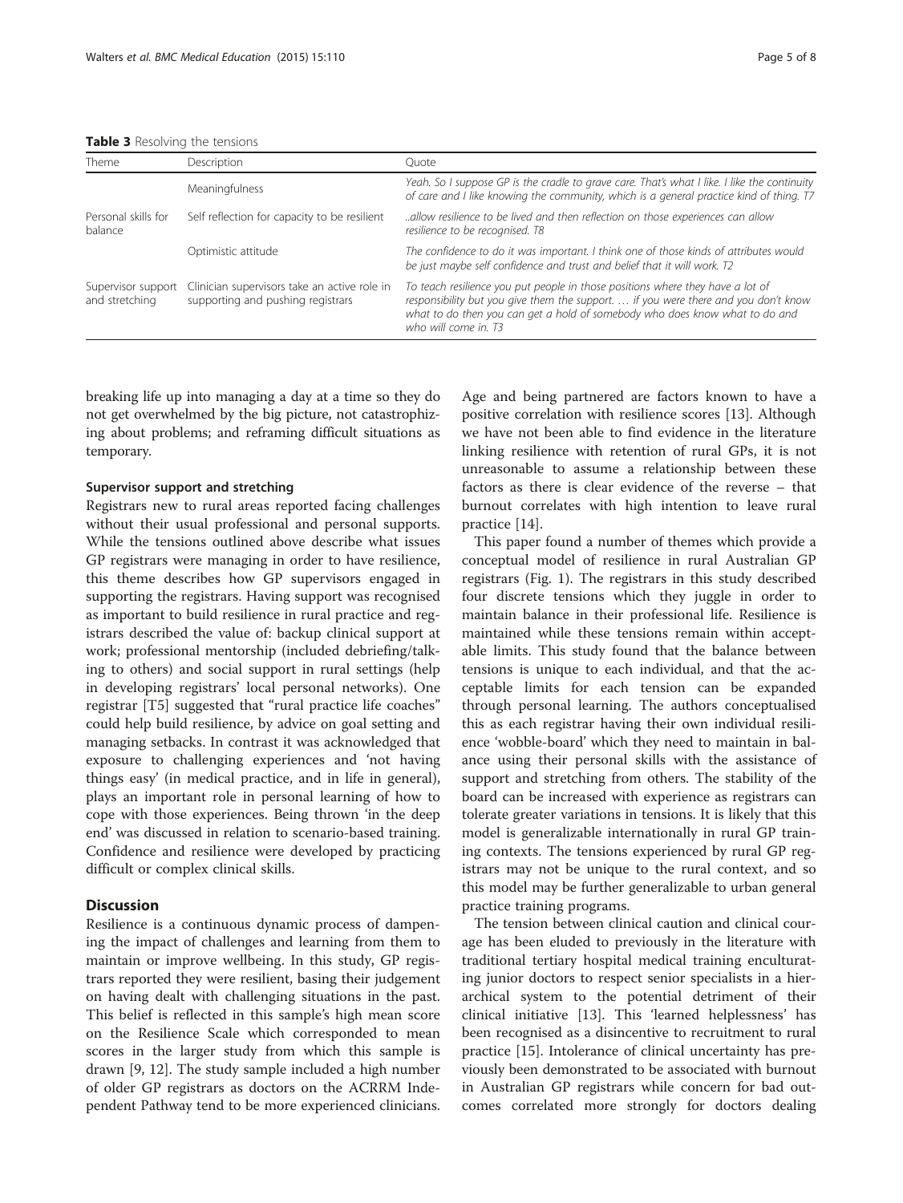**Table 3** Resolving the tensions

| Theme | Description | Quote |
| --- | --- | --- |
| | Meaningfulness | *Yeah. So I suppose GP is the cradle to grave care. That's what I like. I like the continuity of care and I like knowing the community, which is a general practice kind of thing. T7* |
| Personal skills for balance | Self reflection for capacity to be resilient | *..allow resilience to be lived and then reflection on those experiences can allow resilience to be recognised. T8* |
| | Optimistic attitude | *The confidence to do it was important. I think one of those kinds of attributes would be just maybe self confidence and trust and belief that it will work. T2* |
| Supervisor support and stretching | Clinician supervisors take an active role in supporting and pushing registrars | *To teach resilience you put people in those positions where they have a lot of responsibility but you give them the support. … if you were there and you don't know what to do then you can get a hold of somebody who does know what to do and who will come in. T3* |

breaking life up into managing a day at a time so they do not get overwhelmed by the big picture, not catastrophizing about problems; and reframing difficult situations as temporary.

#### Supervisor support and stretching

Registrars new to rural areas reported facing challenges without their usual professional and personal supports. While the tensions outlined above describe what issues GP registrars were managing in order to have resilience, this theme describes how GP supervisors engaged in supporting the registrars. Having support was recognised as important to build resilience in rural practice and registrars described the value of: backup clinical support at work; professional mentorship (included debriefing/talking to others) and social support in rural settings (help in developing registrars' local personal networks). One registrar [T5] suggested that "rural practice life coaches" could help build resilience, by advice on goal setting and managing setbacks. In contrast it was acknowledged that exposure to challenging experiences and 'not having things easy' (in medical practice, and in life in general), plays an important role in personal learning of how to cope with those experiences. Being thrown 'in the deep end' was discussed in relation to scenario-based training. Confidence and resilience were developed by practicing difficult or complex clinical skills.

## Discussion

Resilience is a continuous dynamic process of dampening the impact of challenges and learning from them to maintain or improve wellbeing. In this study, GP registrars reported they were resilient, basing their judgement on having dealt with challenging situations in the past. This belief is reflected in this sample's high mean score on the Resilience Scale which corresponded to mean scores in the larger study from which this sample is drawn [9, 12]. The study sample included a high number of older GP registrars as doctors on the ACRRM Independent Pathway tend to be more experienced clinicians. Age and being partnered are factors known to have a positive correlation with resilience scores [13]. Although we have not been able to find evidence in the literature linking resilience with retention of rural GPs, it is not unreasonable to assume a relationship between these factors as there is clear evidence of the reverse – that burnout correlates with high intention to leave rural practice [14].

This paper found a number of themes which provide a conceptual model of resilience in rural Australian GP registrars (Fig. 1). The registrars in this study described four discrete tensions which they juggle in order to maintain balance in their professional life. Resilience is maintained while these tensions remain within acceptable limits. This study found that the balance between tensions is unique to each individual, and that the acceptable limits for each tension can be expanded through personal learning. The authors conceptualised this as each registrar having their own individual resilience 'wobble-board' which they need to maintain in balance using their personal skills with the assistance of support and stretching from others. The stability of the board can be increased with experience as registrars can tolerate greater variations in tensions. It is likely that this model is generalizable internationally in rural GP training contexts. The tensions experienced by rural GP registrars may not be unique to the rural context, and so this model may be further generalizable to urban general practice training programs.

The tension between clinical caution and clinical courage has been eluded to previously in the literature with traditional tertiary hospital medical training enculturating junior doctors to respect senior specialists in a hierarchical system to the potential detriment of their clinical initiative [13]. This 'learned helplessness' has been recognised as a disincentive to recruitment to rural practice [15]. Intolerance of clinical uncertainty has previously been demonstrated to be associated with burnout in Australian GP registrars while concern for bad outcomes correlated more strongly for doctors dealing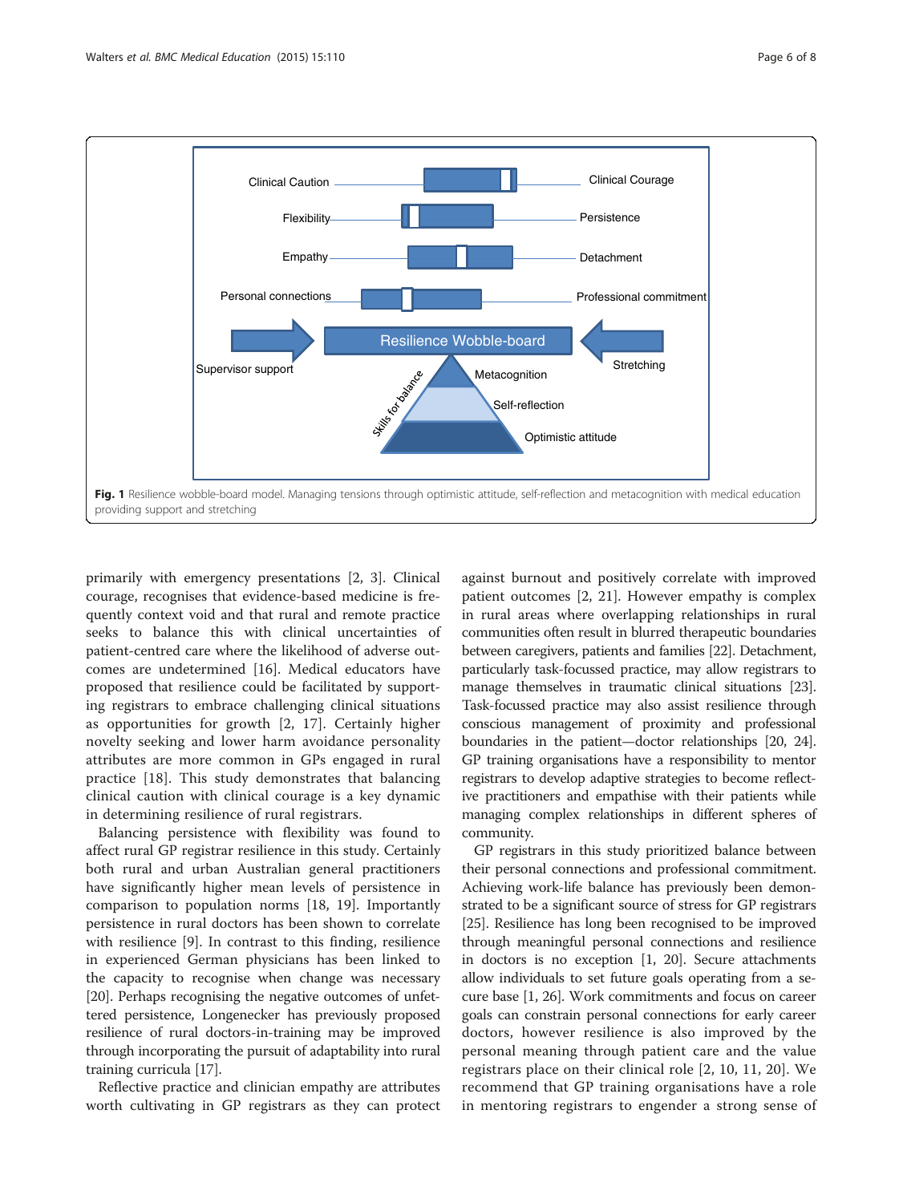Fig. 1 Resilience wobble-board model. Managing tensions through optimistic attitude, self-reflection and metacognition with medical education providing support and stretching

primarily with emergency presentations [2, 3]. Clinical courage, recognises that evidence-based medicine is frequently context void and that rural and remote practice seeks to balance this with clinical uncertainties of patient-centred care where the likelihood of adverse outcomes are undetermined [16]. Medical educators have proposed that resilience could be facilitated by supporting registrars to embrace challenging clinical situations as opportunities for growth [2, 17]. Certainly higher novelty seeking and lower harm avoidance personality attributes are more common in GPs engaged in rural practice [18]. This study demonstrates that balancing clinical caution with clinical courage is a key dynamic in determining resilience of rural registrars.

Balancing persistence with flexibility was found to affect rural GP registrar resilience in this study. Certainly both rural and urban Australian general practitioners have significantly higher mean levels of persistence in comparison to population norms [18, 19]. Importantly persistence in rural doctors has been shown to correlate with resilience [9]. In contrast to this finding, resilience in experienced German physicians has been linked to the capacity to recognise when change was necessary [20]. Perhaps recognising the negative outcomes of unfettered persistence, Longenecker has previously proposed resilience of rural doctors-in-training may be improved through incorporating the pursuit of adaptability into rural training curricula [17].

Reflective practice and clinician empathy are attributes worth cultivating in GP registrars as they can protect against burnout and positively correlate with improved patient outcomes [2, 21]. However empathy is complex in rural areas where overlapping relationships in rural communities often result in blurred therapeutic boundaries between caregivers, patients and families [22]. Detachment, particularly task-focussed practice, may allow registrars to manage themselves in traumatic clinical situations [23]. Task-focussed practice may also assist resilience through conscious management of proximity and professional boundaries in the patient—doctor relationships [20, 24]. GP training organisations have a responsibility to mentor registrars to develop adaptive strategies to become reflective practitioners and empathise with their patients while managing complex relationships in different spheres of community.

GP registrars in this study prioritized balance between their personal connections and professional commitment. Achieving work-life balance has previously been demonstrated to be a significant source of stress for GP registrars [25]. Resilience has long been recognised to be improved through meaningful personal connections and resilience in doctors is no exception [1, 20]. Secure attachments allow individuals to set future goals operating from a secure base [1, 26]. Work commitments and focus on career goals can constrain personal connections for early career doctors, however resilience is also improved by the personal meaning through patient care and the value registrars place on their clinical role [2, 10, 11, 20]. We recommend that GP training organisations have a role in mentoring registrars to engender a strong sense of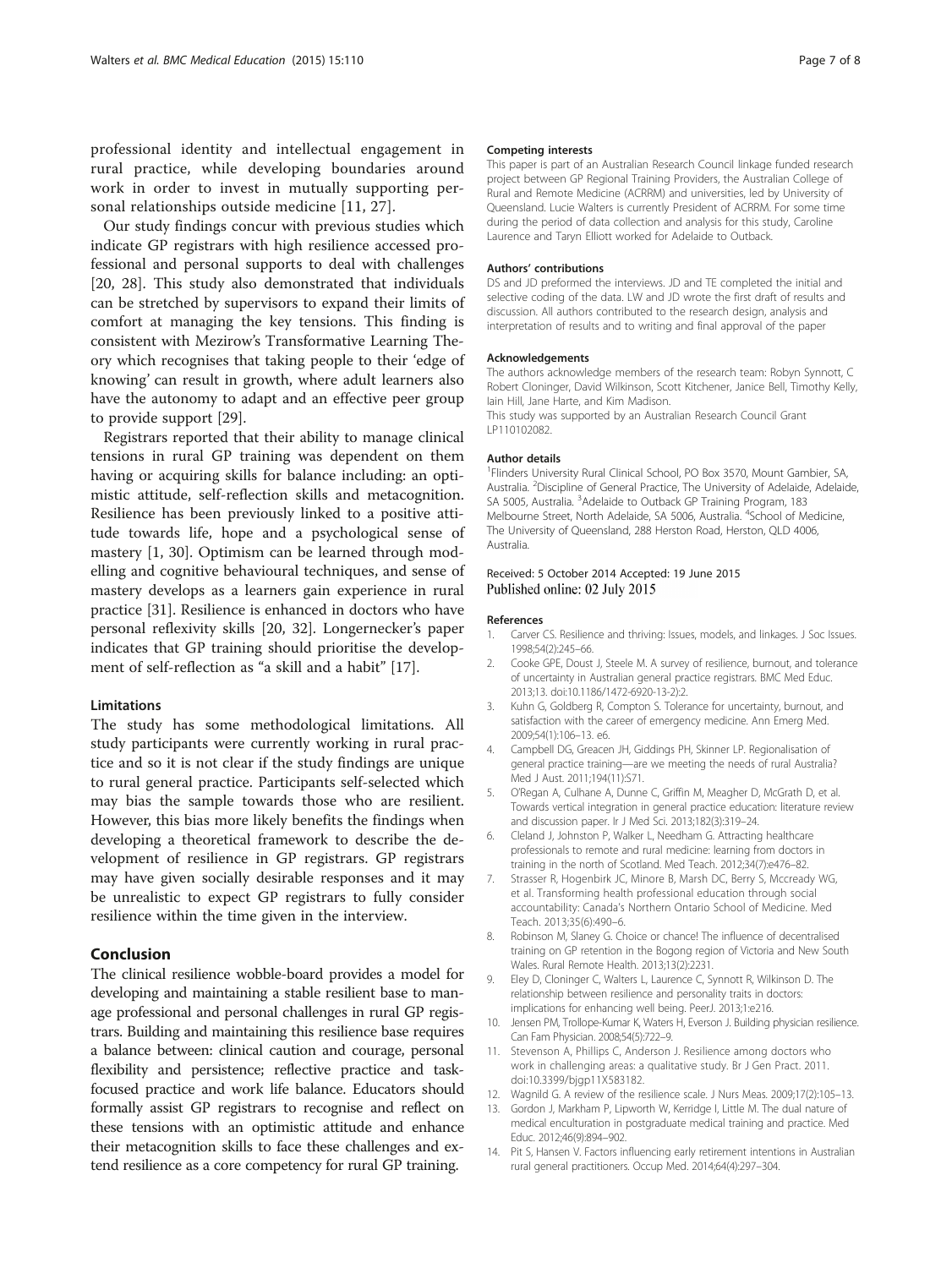professional identity and intellectual engagement in rural practice, while developing boundaries around work in order to invest in mutually supporting personal relationships outside medicine [11, 27].

Our study findings concur with previous studies which indicate GP registrars with high resilience accessed professional and personal supports to deal with challenges [20, 28]. This study also demonstrated that individuals can be stretched by supervisors to expand their limits of comfort at managing the key tensions. This finding is consistent with Mezirow's Transformative Learning Theory which recognises that taking people to their 'edge of knowing' can result in growth, where adult learners also have the autonomy to adapt and an effective peer group to provide support [29].

Registrars reported that their ability to manage clinical tensions in rural GP training was dependent on them having or acquiring skills for balance including: an optimistic attitude, self-reflection skills and metacognition. Resilience has been previously linked to a positive attitude towards life, hope and a psychological sense of mastery [1, 30]. Optimism can be learned through modelling and cognitive behavioural techniques, and sense of mastery develops as a learners gain experience in rural practice [31]. Resilience is enhanced in doctors who have personal reflexivity skills [20, 32]. Longernecker's paper indicates that GP training should prioritise the development of self-reflection as "a skill and a habit" [17].

### Limitations

The study has some methodological limitations. All study participants were currently working in rural practice and so it is not clear if the study findings are unique to rural general practice. Participants self-selected which may bias the sample towards those who are resilient. However, this bias more likely benefits the findings when developing a theoretical framework to describe the development of resilience in GP registrars. GP registrars may have given socially desirable responses and it may be unrealistic to expect GP registrars to fully consider resilience within the time given in the interview.

## Conclusion

The clinical resilience wobble-board provides a model for developing and maintaining a stable resilient base to manage professional and personal challenges in rural GP registrars. Building and maintaining this resilience base requires a balance between: clinical caution and courage, personal flexibility and persistence; reflective practice and task-focused practice and work life balance. Educators should formally assist GP registrars to recognise and reflect on these tensions with an optimistic attitude and enhance their metacognition skills to face these challenges and extend resilience as a core competency for rural GP training.

#### Competing interests

This paper is part of an Australian Research Council linkage funded research project between GP Regional Training Providers, the Australian College of Rural and Remote Medicine (ACRRM) and universities, led by University of Queensland. Lucie Walters is currently President of ACRRM. For some time during the period of data collection and analysis for this study, Caroline Laurence and Taryn Elliott worked for Adelaide to Outback.

#### Authors' contributions

DS and JD preformed the interviews. JD and TE completed the initial and selective coding of the data. LW and JD wrote the first draft of results and discussion. All authors contributed to the research design, analysis and interpretation of results and to writing and final approval of the paper

#### Acknowledgements

The authors acknowledge members of the research team: Robyn Synnott, C Robert Cloninger, David Wilkinson, Scott Kitchener, Janice Bell, Timothy Kelly, Iain Hill, Jane Harte, and Kim Madison.
This study was supported by an Australian Research Council Grant LP110102082.

#### Author details

[1]Flinders University Rural Clinical School, PO Box 3570, Mount Gambier, SA, Australia. [2]Discipline of General Practice, The University of Adelaide, Adelaide, SA 5005, Australia. [3]Adelaide to Outback GP Training Program, 183 Melbourne Street, North Adelaide, SA 5006, Australia. [4]School of Medicine, The University of Queensland, 288 Herston Road, Herston, QLD 4006, Australia.

Received: 5 October 2014 Accepted: 19 June 2015
Published online: 02 July 2015

#### References

1. Carver CS. Resilience and thriving: Issues, models, and linkages. J Soc Issues. 1998;54(2):245–66.
2. Cooke GPE, Doust J, Steele M. A survey of resilience, burnout, and tolerance of uncertainty in Australian general practice registrars. BMC Med Educ. 2013;13. doi:10.1186/1472-6920-13-2):2.
3. Kuhn G, Goldberg R, Compton S. Tolerance for uncertainty, burnout, and satisfaction with the career of emergency medicine. Ann Emerg Med. 2009;54(1):106–13. e6.
4. Campbell DG, Greacen JH, Giddings PH, Skinner LP. Regionalisation of general practice training—are we meeting the needs of rural Australia? Med J Aust. 2011;194(11):S71.
5. O'Regan A, Culhane A, Dunne C, Griffin M, Meagher D, McGrath D, et al. Towards vertical integration in general practice education: literature review and discussion paper. Ir J Med Sci. 2013;182(3):319–24.
6. Cleland J, Johnston P, Walker L, Needham G. Attracting healthcare professionals to remote and rural medicine: learning from doctors in training in the north of Scotland. Med Teach. 2012;34(7):e476–82.
7. Strasser R, Hogenbirk JC, Minore B, Marsh DC, Berry S, Mccready WG, et al. Transforming health professional education through social accountability: Canada's Northern Ontario School of Medicine. Med Teach. 2013;35(6):490–6.
8. Robinson M, Slaney G. Choice or chance! The influence of decentralised training on GP retention in the Bogong region of Victoria and New South Wales. Rural Remote Health. 2013;13(2):2231.
9. Eley D, Cloninger C, Walters L, Laurence C, Synnott R, Wilkinson D. The relationship between resilience and personality traits in doctors: implications for enhancing well being. PeerJ. 2013;1:e216.
10. Jensen PM, Trollope-Kumar K, Waters H, Everson J. Building physician resilience. Can Fam Physician. 2008;54(5):722–9.
11. Stevenson A, Phillips C, Anderson J. Resilience among doctors who work in challenging areas: a qualitative study. Br J Gen Pract. 2011. doi:10.3399/bjgp11X583182.
12. Wagnild G. A review of the resilience scale. J Nurs Meas. 2009;17(2):105–13.
13. Gordon J, Markham P, Lipworth W, Kerridge I, Little M. The dual nature of medical enculturation in postgraduate medical training and practice. Med Educ. 2012;46(9):894–902.
14. Pit S, Hansen V. Factors influencing early retirement intentions in Australian rural general practitioners. Occup Med. 2014;64(4):297–304.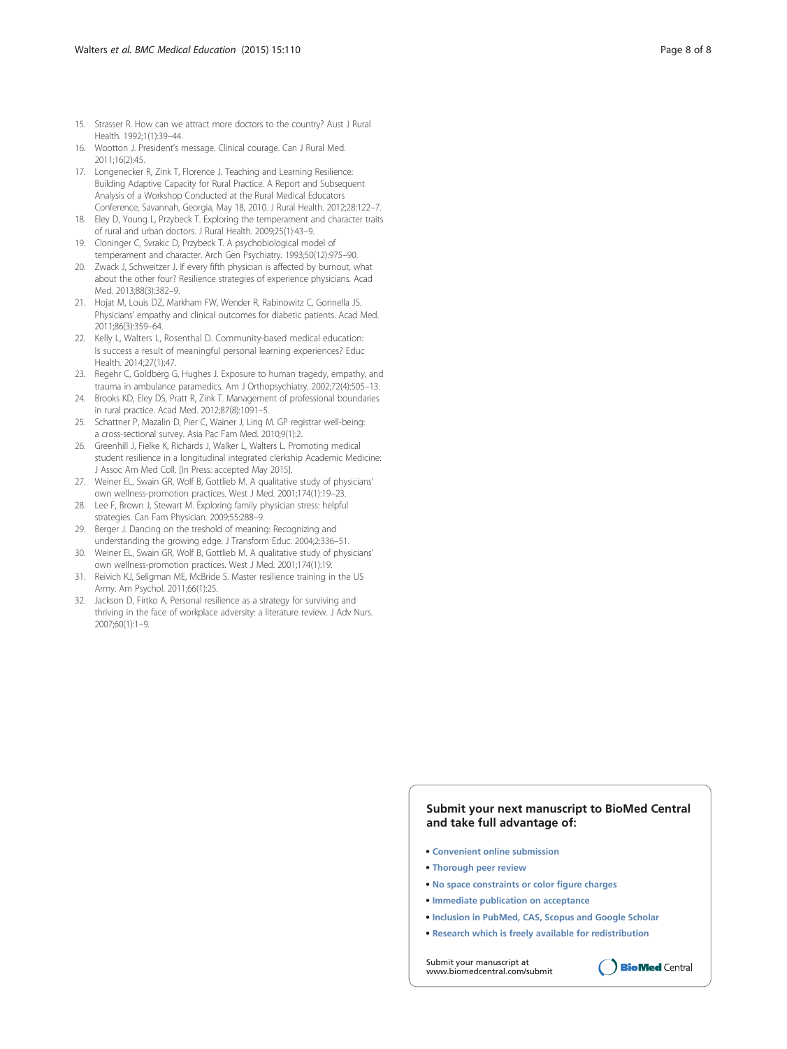15. Strasser R. How can we attract more doctors to the country? Aust J Rural Health. 1992;1(1):39–44.
16. Wootton J. President's message. Clinical courage. Can J Rural Med. 2011;16(2):45.
17. Longenecker R, Zink T, Florence J. Teaching and Learning Resilience: Building Adaptive Capacity for Rural Practice. A Report and Subsequent Analysis of a Workshop Conducted at the Rural Medical Educators Conference, Savannah, Georgia, May 18, 2010. J Rural Health. 2012;28:122–7.
18. Eley D, Young L, Przybeck T. Exploring the temperament and character traits of rural and urban doctors. J Rural Health. 2009;25(1):43–9.
19. Cloninger C, Svrakic D, Przybeck T. A psychobiological model of temperament and character. Arch Gen Psychiatry. 1993;50(12):975–90.
20. Zwack J, Schweitzer J. If every fifth physician is affected by burnout, what about the other four? Resilience strategies of experience physicians. Acad Med. 2013;88(3):382–9.
21. Hojat M, Louis DZ, Markham FW, Wender R, Rabinowitz C, Gonnella JS. Physicians' empathy and clinical outcomes for diabetic patients. Acad Med. 2011;86(3):359–64.
22. Kelly L, Walters L, Rosenthal D. Community-based medical education: Is success a result of meaningful personal learning experiences? Educ Health. 2014;27(1):47.
23. Regehr C, Goldberg G, Hughes J. Exposure to human tragedy, empathy, and trauma in ambulance paramedics. Am J Orthopsychiatry. 2002;72(4):505–13.
24. Brooks KD, Eley DS, Pratt R, Zink T. Management of professional boundaries in rural practice. Acad Med. 2012;87(8):1091–5.
25. Schattner P, Mazalin D, Pier C, Wainer J, Ling M. GP registrar well-being: a cross-sectional survey. Asia Pac Fam Med. 2010;9(1):2.
26. Greenhill J, Fielke K, Richards J, Walker L, Walters L. Promoting medical student resilience in a longitudinal integrated clerkship Academic Medicine: J Assoc Am Med Coll. [In Press: accepted May 2015].
27. Weiner EL, Swain GR, Wolf B, Gottlieb M. A qualitative study of physicians' own wellness-promotion practices. West J Med. 2001;174(1):19–23.
28. Lee F, Brown J, Stewart M. Exploring family physician stress: helpful strategies. Can Fam Physician. 2009;55:288–9.
29. Berger J. Dancing on the treshold of meaning: Recognizing and understanding the growing edge. J Transform Educ. 2004;2:336–51.
30. Weiner EL, Swain GR, Wolf B, Gottlieb M. A qualitative study of physicians' own wellness-promotion practices. West J Med. 2001;174(1):19.
31. Reivich KJ, Seligman ME, McBride S. Master resilience training in the US Army. Am Psychol. 2011;66(1):25.
32. Jackson D, Firtko A. Personal resilience as a strategy for surviving and thriving in the face of workplace adversity: a literature review. J Adv Nurs. 2007;60(1):1–9.

**Submit your next manuscript to BioMed Central and take full advantage of:**

- **Convenient online submission**
- **Thorough peer review**
- **No space constraints or color figure charges**
- **Immediate publication on acceptance**
- **Inclusion in PubMed, CAS, Scopus and Google Scholar**
- **Research which is freely available for redistribution**

Submit your manuscript at
www.biomedcentral.com/submit

BioMed Central